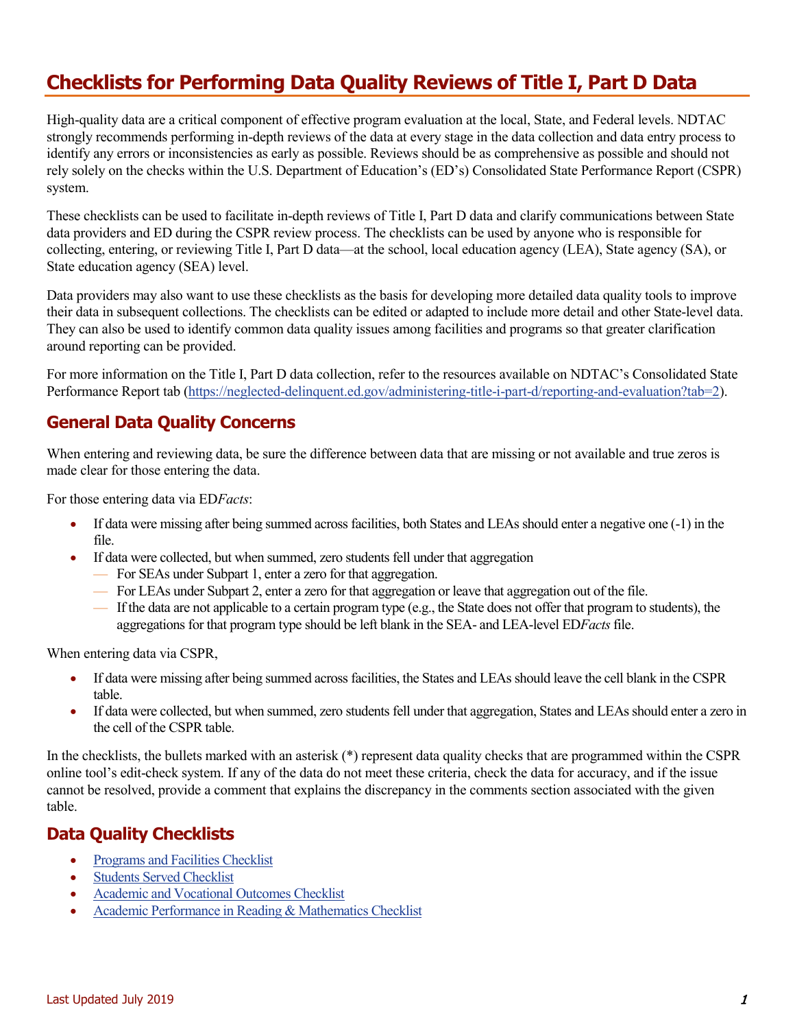# Checklists for Performing Data Quality Reviews of Title I, Part D Data

High-quality data are a critical component of effective program evaluation at the local, State, and Federal levels. NDTAC strongly recommends performing in-depth reviews of the data at every stage in the data collection and data entry process to identify any errors or inconsistencies as early as possible. Reviews should be as comprehensive as possible and should not rely solely on the checks within the U.S. Department of Education's (ED's) Consolidated State Performance Report (CSPR) system.

These checklists can be used to facilitate in-depth reviews of Title I, Part D data and clarify communications between State data providers and ED during the CSPR review process. The checklists can be used by anyone who is responsible for collecting, entering, or reviewing Title I, Part D data—at the school, local education agency (LEA), State agency (SA), or State education agency (SEA) level.

Data providers may also want to use these checklists as the basis for developing more detailed data quality tools to improve their data in subsequent collections. The checklists can be edited or adapted to include more detail and other State-level data. They can also be used to identify common data quality issues among facilities and programs so that greater clarification around reporting can be provided.

For more information on the Title I, Part D data collection, refer to the resources available on NDTAC's Consolidated State Performance Report tab (https://neglected-delinquent.ed.gov/administering-title-i-part-d/reporting-and-evaluation?tab=2).

## General Data Quality Concerns

When entering and reviewing data, be sure the difference between data that are missing or not available and true zeros is made clear for those entering the data.

For those entering data via ED*Facts*:

- If data were missing after being summed across facilities, both States and LEAs should enter a negative one (-1) in the file.
- If data were collected, but when summed, zero students fell under that aggregation
  - For SEAs under Subpart 1, enter a zero for that aggregation.
  - For LEAs under Subpart 2, enter a zero for that aggregation or leave that aggregation out of the file.
  - If the data are not applicable to a certain program type (e.g., the State does not offer that program to students), the aggregations for that program type should be left blank in the SEA- and LEA-level ED*Facts* file.

When entering data via CSPR,

- If data were missing after being summed across facilities, the States and LEAs should leave the cell blank in the CSPR table.
- If data were collected, but when summed, zero students fell under that aggregation, States and LEAs should enter a zero in the cell of the CSPR table.

In the checklists, the bullets marked with an asterisk (*) represent data quality checks that are programmed within the CSPR online tool's edit-check system. If any of the data do not meet these criteria, check the data for accuracy, and if the issue cannot be resolved, provide a comment that explains the discrepancy in the comments section associated with the given table.

## Data Quality Checklists

- Programs and Facilities Checklist
- Students Served Checklist
- Academic and Vocational Outcomes Checklist
- Academic Performance in Reading & Mathematics Checklist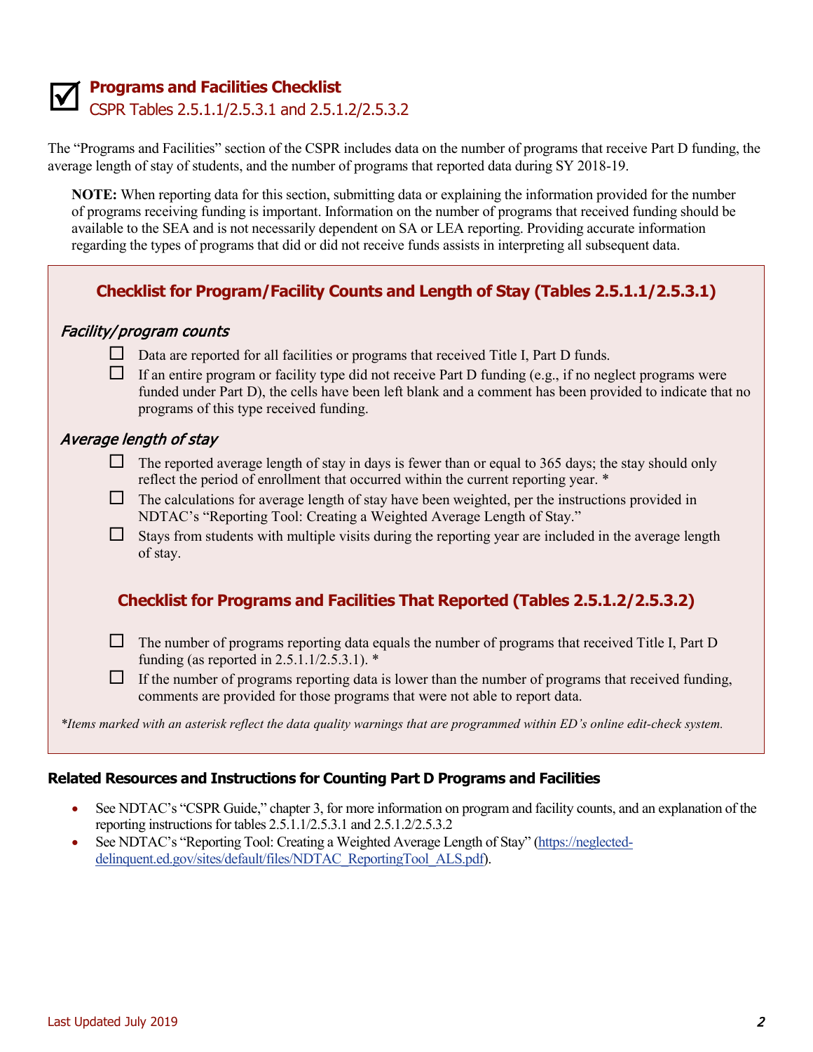# ☑ Programs and Facilities Checklist

## CSPR Tables 2.5.1.1/2.5.3.1 and 2.5.1.2/2.5.3.2

The "Programs and Facilities" section of the CSPR includes data on the number of programs that receive Part D funding, the average length of stay of students, and the number of programs that reported data during SY 2018-19.

> **NOTE:** When reporting data for this section, submitting data or explaining the information provided for the number of programs receiving funding is important. Information on the number of programs that received funding should be available to the SEA and is not necessarily dependent on SA or LEA reporting. Providing accurate information regarding the types of programs that did or did not receive funds assists in interpreting all subsequent data.

### Checklist for Program/Facility Counts and Length of Stay (Tables 2.5.1.1/2.5.3.1)

*Facility/program counts*

- ☐ Data are reported for all facilities or programs that received Title I, Part D funds.
- ☐ If an entire program or facility type did not receive Part D funding (e.g., if no neglect programs were funded under Part D), the cells have been left blank and a comment has been provided to indicate that no programs of this type received funding.

*Average length of stay*

- ☐ The reported average length of stay in days is fewer than or equal to 365 days; the stay should only reflect the period of enrollment that occurred within the current reporting year. *
- ☐ The calculations for average length of stay have been weighted, per the instructions provided in NDTAC's "Reporting Tool: Creating a Weighted Average Length of Stay."
- ☐ Stays from students with multiple visits during the reporting year are included in the average length of stay.

### Checklist for Programs and Facilities That Reported (Tables 2.5.1.2/2.5.3.2)

- ☐ The number of programs reporting data equals the number of programs that received Title I, Part D funding (as reported in 2.5.1.1/2.5.3.1). *
- ☐ If the number of programs reporting data is lower than the number of programs that received funding, comments are provided for those programs that were not able to report data.

*\*Items marked with an asterisk reflect the data quality warnings that are programmed within ED's online edit-check system.*

### Related Resources and Instructions for Counting Part D Programs and Facilities

- See NDTAC's "CSPR Guide," chapter 3, for more information on program and facility counts, and an explanation of the reporting instructions for tables 2.5.1.1/2.5.3.1 and 2.5.1.2/2.5.3.2
- See NDTAC's "Reporting Tool: Creating a Weighted Average Length of Stay" (https://neglected-delinquent.ed.gov/sites/default/files/NDTAC_ReportingTool_ALS.pdf).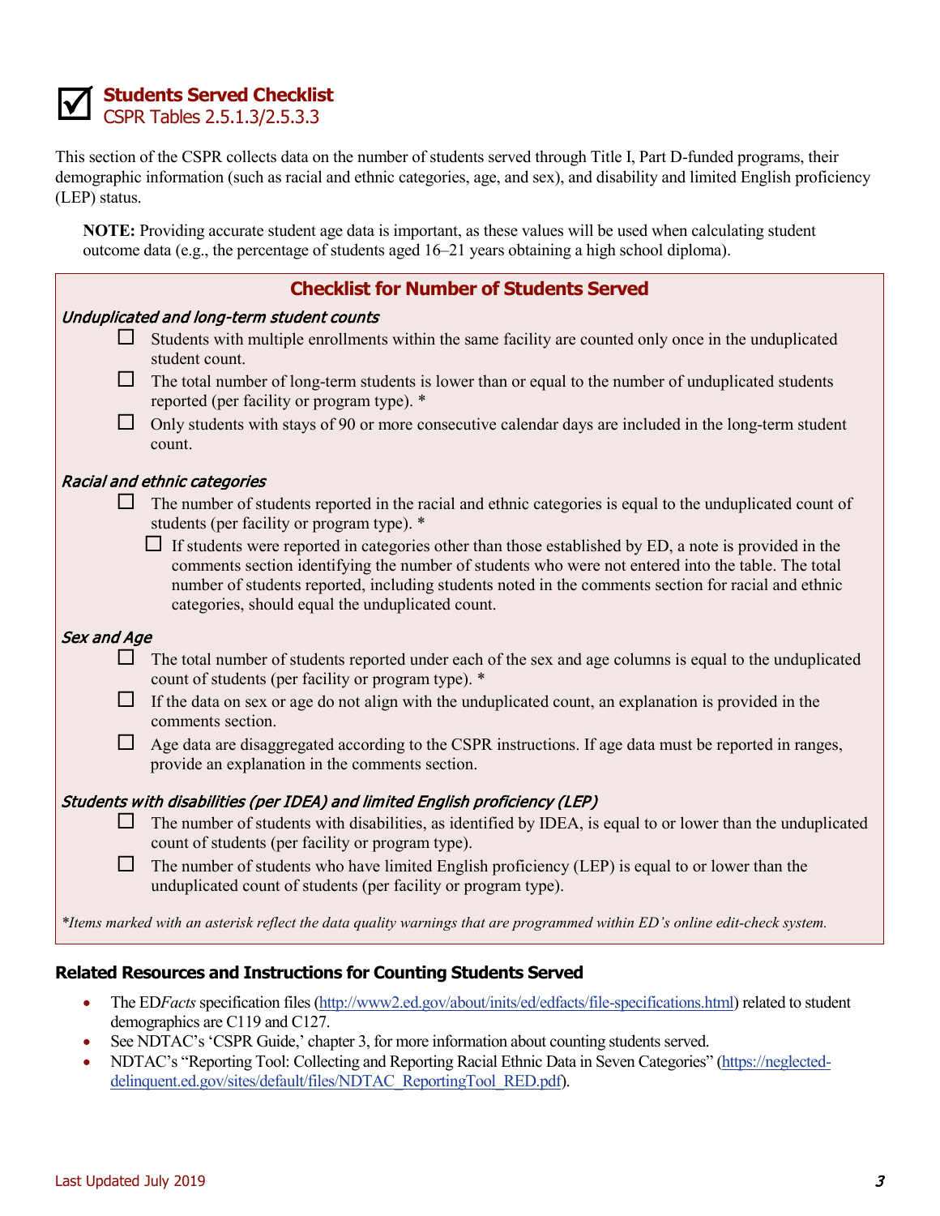## ☑ Students Served Checklist

CSPR Tables 2.5.1.3/2.5.3.3

This section of the CSPR collects data on the number of students served through Title I, Part D-funded programs, their demographic information (such as racial and ethnic categories, age, and sex), and disability and limited English proficiency (LEP) status.

**NOTE:** Providing accurate student age data is important, as these values will be used when calculating student outcome data (e.g., the percentage of students aged 16–21 years obtaining a high school diploma).

### Checklist for Number of Students Served

*Unduplicated and long-term student counts*

- ☐ Students with multiple enrollments within the same facility are counted only once in the unduplicated student count.
- ☐ The total number of long-term students is lower than or equal to the number of unduplicated students reported (per facility or program type). *
- ☐ Only students with stays of 90 or more consecutive calendar days are included in the long-term student count.

*Racial and ethnic categories*

- ☐ The number of students reported in the racial and ethnic categories is equal to the unduplicated count of students (per facility or program type). *
  - ☐ If students were reported in categories other than those established by ED, a note is provided in the comments section identifying the number of students who were not entered into the table. The total number of students reported, including students noted in the comments section for racial and ethnic categories, should equal the unduplicated count.

*Sex and Age*

- ☐ The total number of students reported under each of the sex and age columns is equal to the unduplicated count of students (per facility or program type). *
- ☐ If the data on sex or age do not align with the unduplicated count, an explanation is provided in the comments section.
- ☐ Age data are disaggregated according to the CSPR instructions. If age data must be reported in ranges, provide an explanation in the comments section.

*Students with disabilities (per IDEA) and limited English proficiency (LEP)*

- ☐ The number of students with disabilities, as identified by IDEA, is equal to or lower than the unduplicated count of students (per facility or program type).
- ☐ The number of students who have limited English proficiency (LEP) is equal to or lower than the unduplicated count of students (per facility or program type).

*\*Items marked with an asterisk reflect the data quality warnings that are programmed within ED's online edit-check system.*

### Related Resources and Instructions for Counting Students Served

- The ED*Facts* specification files (http://www2.ed.gov/about/inits/ed/edfacts/file-specifications.html) related to student demographics are C119 and C127.
- See NDTAC's 'CSPR Guide,' chapter 3, for more information about counting students served.
- NDTAC's "Reporting Tool: Collecting and Reporting Racial Ethnic Data in Seven Categories" (https://neglected-delinquent.ed.gov/sites/default/files/NDTAC_ReportingTool_RED.pdf).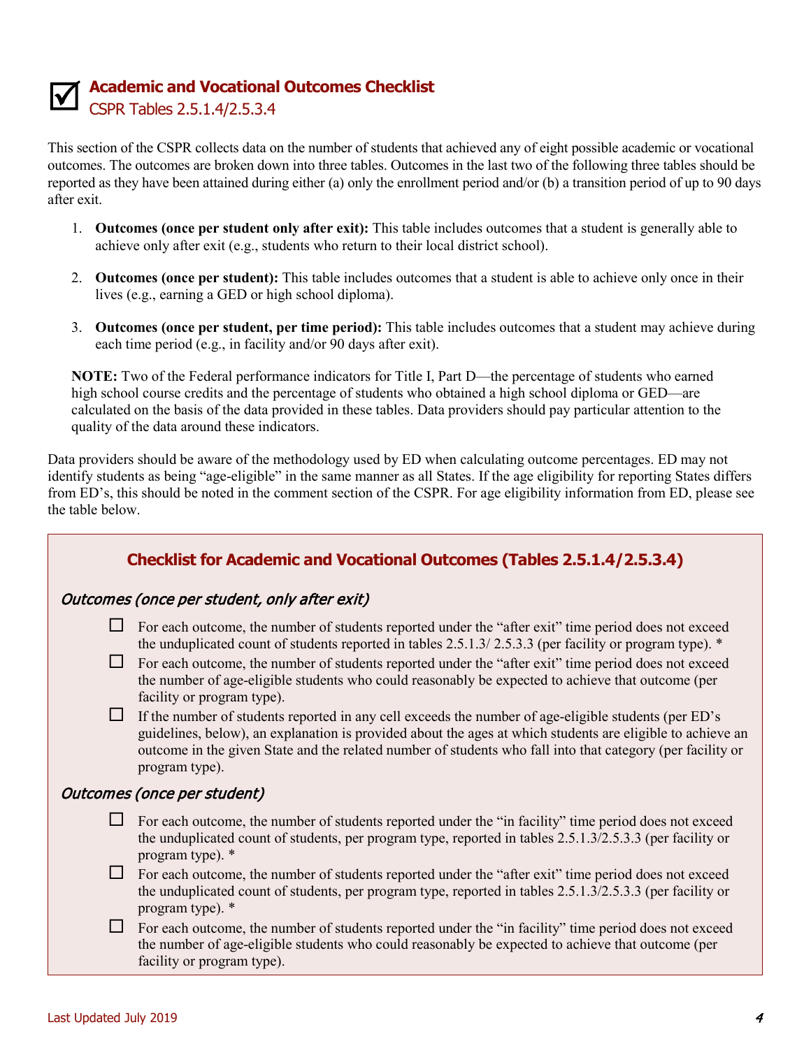# ☑ Academic and Vocational Outcomes Checklist

CSPR Tables 2.5.1.4/2.5.3.4

This section of the CSPR collects data on the number of students that achieved any of eight possible academic or vocational outcomes. The outcomes are broken down into three tables. Outcomes in the last two of the following three tables should be reported as they have been attained during either (a) only the enrollment period and/or (b) a transition period of up to 90 days after exit.

1. **Outcomes (once per student only after exit):** This table includes outcomes that a student is generally able to achieve only after exit (e.g., students who return to their local district school).
2. **Outcomes (once per student):** This table includes outcomes that a student is able to achieve only once in their lives (e.g., earning a GED or high school diploma).
3. **Outcomes (once per student, per time period):** This table includes outcomes that a student may achieve during each time period (e.g., in facility and/or 90 days after exit).

**NOTE:** Two of the Federal performance indicators for Title I, Part D—the percentage of students who earned high school course credits and the percentage of students who obtained a high school diploma or GED—are calculated on the basis of the data provided in these tables. Data providers should pay particular attention to the quality of the data around these indicators.

Data providers should be aware of the methodology used by ED when calculating outcome percentages. ED may not identify students as being "age-eligible" in the same manner as all States. If the age eligibility for reporting States differs from ED's, this should be noted in the comment section of the CSPR. For age eligibility information from ED, please see the table below.

## Checklist for Academic and Vocational Outcomes (Tables 2.5.1.4/2.5.3.4)

### *Outcomes (once per student, only after exit)*

- ☐ For each outcome, the number of students reported under the "after exit" time period does not exceed the unduplicated count of students reported in tables 2.5.1.3/ 2.5.3.3 (per facility or program type). *
- ☐ For each outcome, the number of students reported under the "after exit" time period does not exceed the number of age-eligible students who could reasonably be expected to achieve that outcome (per facility or program type).
- ☐ If the number of students reported in any cell exceeds the number of age-eligible students (per ED's guidelines, below), an explanation is provided about the ages at which students are eligible to achieve an outcome in the given State and the related number of students who fall into that category (per facility or program type).

### *Outcomes (once per student)*

- ☐ For each outcome, the number of students reported under the "in facility" time period does not exceed the unduplicated count of students, per program type, reported in tables 2.5.1.3/2.5.3.3 (per facility or program type). *
- ☐ For each outcome, the number of students reported under the "after exit" time period does not exceed the unduplicated count of students, per program type, reported in tables 2.5.1.3/2.5.3.3 (per facility or program type). *
- ☐ For each outcome, the number of students reported under the "in facility" time period does not exceed the number of age-eligible students who could reasonably be expected to achieve that outcome (per facility or program type).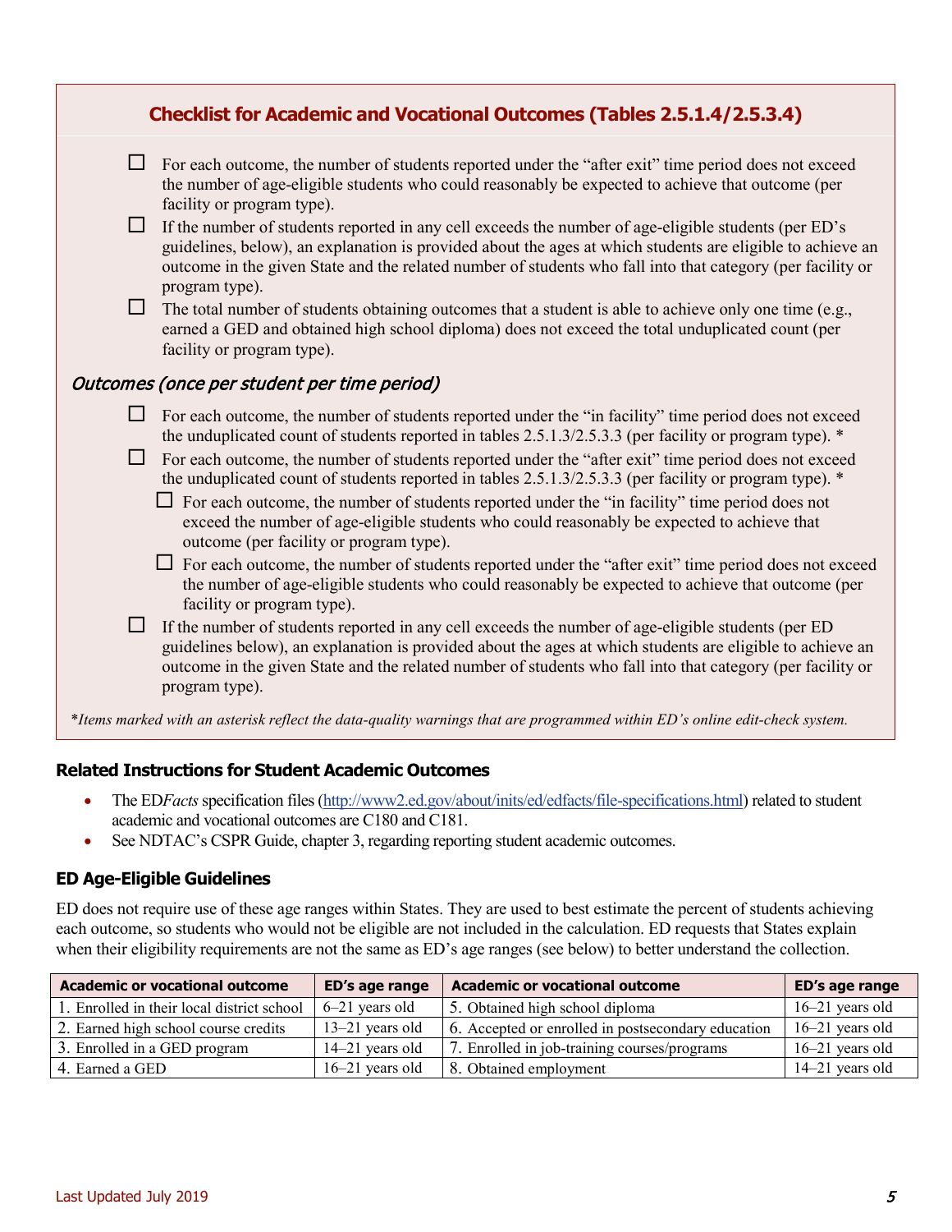## Checklist for Academic and Vocational Outcomes (Tables 2.5.1.4/2.5.3.4)

- ☐ For each outcome, the number of students reported under the "after exit" time period does not exceed the number of age-eligible students who could reasonably be expected to achieve that outcome (per facility or program type).
- ☐ If the number of students reported in any cell exceeds the number of age-eligible students (per ED's guidelines, below), an explanation is provided about the ages at which students are eligible to achieve an outcome in the given State and the related number of students who fall into that category (per facility or program type).
- ☐ The total number of students obtaining outcomes that a student is able to achieve only one time (e.g., earned a GED and obtained high school diploma) does not exceed the total unduplicated count (per facility or program type).

*Outcomes (once per student per time period)*

- ☐ For each outcome, the number of students reported under the "in facility" time period does not exceed the unduplicated count of students reported in tables 2.5.1.3/2.5.3.3 (per facility or program type). *
- ☐ For each outcome, the number of students reported under the "after exit" time period does not exceed the unduplicated count of students reported in tables 2.5.1.3/2.5.3.3 (per facility or program type). *
  - ☐ For each outcome, the number of students reported under the "in facility" time period does not exceed the number of age-eligible students who could reasonably be expected to achieve that outcome (per facility or program type).
  - ☐ For each outcome, the number of students reported under the "after exit" time period does not exceed the number of age-eligible students who could reasonably be expected to achieve that outcome (per facility or program type).
- ☐ If the number of students reported in any cell exceeds the number of age-eligible students (per ED guidelines below), an explanation is provided about the ages at which students are eligible to achieve an outcome in the given State and the related number of students who fall into that category (per facility or program type).

*\*Items marked with an asterisk reflect the data-quality warnings that are programmed within ED's online edit-check system.*

### Related Instructions for Student Academic Outcomes

- The ED*Facts* specification files (http://www2.ed.gov/about/inits/ed/edfacts/file-specifications.html) related to student academic and vocational outcomes are C180 and C181.
- See NDTAC's CSPR Guide, chapter 3, regarding reporting student academic outcomes.

### ED Age-Eligible Guidelines

ED does not require use of these age ranges within States. They are used to best estimate the percent of students achieving each outcome, so students who would not be eligible are not included in the calculation. ED requests that States explain when their eligibility requirements are not the same as ED's age ranges (see below) to better understand the collection.

| Academic or vocational outcome | ED's age range | Academic or vocational outcome | ED's age range |
|---|---|---|---|
| 1. Enrolled in their local district school | 6–21 years old | 5. Obtained high school diploma | 16–21 years old |
| 2. Earned high school course credits | 13–21 years old | 6. Accepted or enrolled in postsecondary education | 16–21 years old |
| 3. Enrolled in a GED program | 14–21 years old | 7. Enrolled in job-training courses/programs | 16–21 years old |
| 4. Earned a GED | 16–21 years old | 8. Obtained employment | 14–21 years old |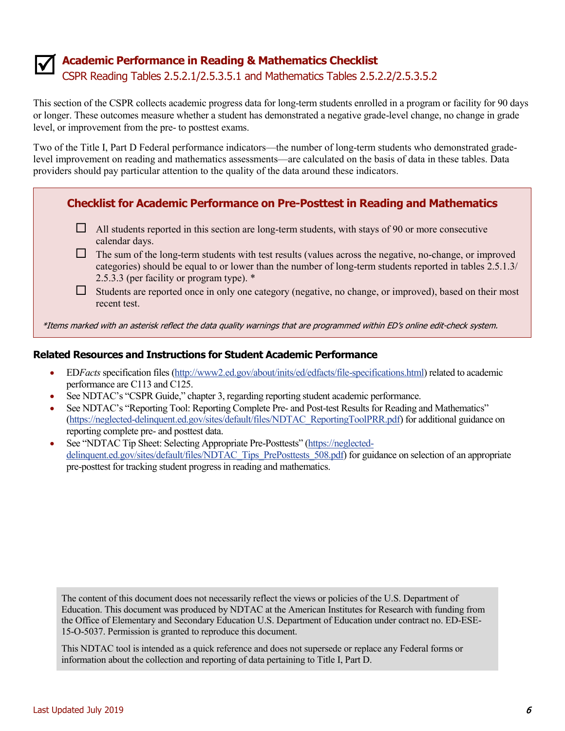## ☑ Academic Performance in Reading & Mathematics Checklist

CSPR Reading Tables 2.5.2.1/2.5.3.5.1 and Mathematics Tables 2.5.2.2/2.5.3.5.2

This section of the CSPR collects academic progress data for long-term students enrolled in a program or facility for 90 days or longer. These outcomes measure whether a student has demonstrated a negative grade-level change, no change in grade level, or improvement from the pre- to posttest exams.

Two of the Title I, Part D Federal performance indicators—the number of long-term students who demonstrated grade-level improvement on reading and mathematics assessments—are calculated on the basis of data in these tables. Data providers should pay particular attention to the quality of the data around these indicators.

### Checklist for Academic Performance on Pre-Posttest in Reading and Mathematics

- ☐ All students reported in this section are long-term students, with stays of 90 or more consecutive calendar days.
- ☐ The sum of the long-term students with test results (values across the negative, no-change, or improved categories) should be equal to or lower than the number of long-term students reported in tables 2.5.1.3/ 2.5.3.3 (per facility or program type). *
- ☐ Students are reported once in only one category (negative, no change, or improved), based on their most recent test.

*\*Items marked with an asterisk reflect the data quality warnings that are programmed within ED's online edit-check system.*

### Related Resources and Instructions for Student Academic Performance

- ED*Facts* specification files (http://www2.ed.gov/about/inits/ed/edfacts/file-specifications.html) related to academic performance are C113 and C125.
- See NDTAC's "CSPR Guide," chapter 3, regarding reporting student academic performance.
- See NDTAC's "Reporting Tool: Reporting Complete Pre- and Post-test Results for Reading and Mathematics" (https://neglected-delinquent.ed.gov/sites/default/files/NDTAC_ReportingToolPRR.pdf) for additional guidance on reporting complete pre- and posttest data.
- See "NDTAC Tip Sheet: Selecting Appropriate Pre-Posttests" (https://neglected-delinquent.ed.gov/sites/default/files/NDTAC_Tips_PrePosttests_508.pdf) for guidance on selection of an appropriate pre-posttest for tracking student progress in reading and mathematics.

The content of this document does not necessarily reflect the views or policies of the U.S. Department of Education. This document was produced by NDTAC at the American Institutes for Research with funding from the Office of Elementary and Secondary Education U.S. Department of Education under contract no. ED-ESE-15-O-5037. Permission is granted to reproduce this document.

This NDTAC tool is intended as a quick reference and does not supersede or replace any Federal forms or information about the collection and reporting of data pertaining to Title I, Part D.

Last Updated July 2019